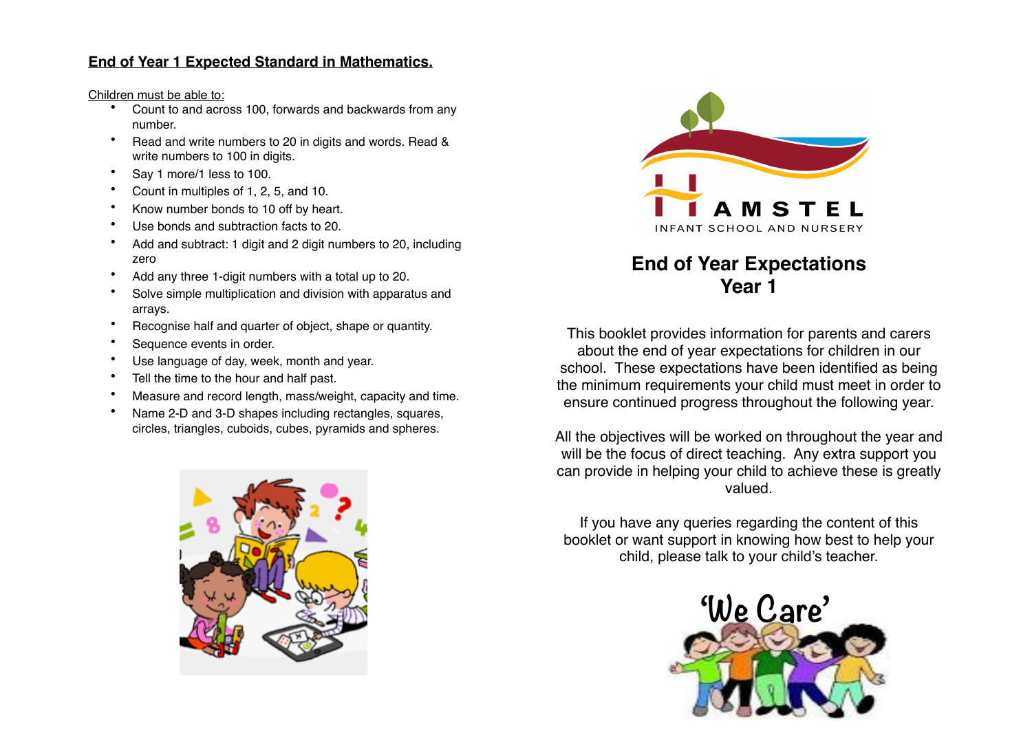## End of Year 1 Expected Standard in Mathematics.

Children must be able to:

- Count to and across 100, forwards and backwards from any number.
- Read and write numbers to 20 in digits and words. Read & write numbers to 100 in digits.
- Say 1 more/1 less to 100.
- Count in multiples of 1, 2, 5, and 10.
- Know number bonds to 10 off by heart.
- Use bonds and subtraction facts to 20.
- Add and subtract: 1 digit and 2 digit numbers to 20, including zero
- Add any three 1-digit numbers with a total up to 20.
- Solve simple multiplication and division with apparatus and arrays.
- Recognise half and quarter of object, shape or quantity.
- Sequence events in order.
- Use language of day, week, month and year.
- Tell the time to the hour and half past.
- Measure and record length, mass/weight, capacity and time.
- Name 2-D and 3-D shapes including rectangles, squares, circles, triangles, cuboids, cubes, pyramids and spheres.

HAMSTEL
INFANT SCHOOL AND NURSERY

# End of Year Expectations
# Year 1

This booklet provides information for parents and carers about the end of year expectations for children in our school. These expectations have been identified as being the minimum requirements your child must meet in order to ensure continued progress throughout the following year.

All the objectives will be worked on throughout the year and will be the focus of direct teaching. Any extra support you can provide in helping your child to achieve these is greatly valued.

If you have any queries regarding the content of this booklet or want support in knowing how best to help your child, please talk to your child's teacher.

'We Care'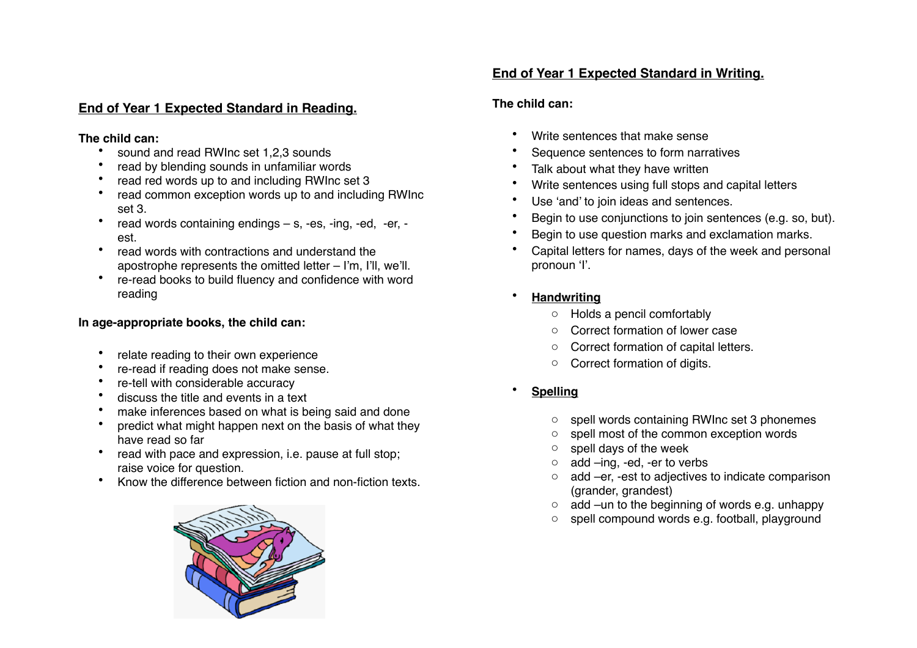## End of Year 1 Expected Standard in Reading.

**The child can:**

- sound and read RWInc set 1,2,3 sounds
- read by blending sounds in unfamiliar words
- read red words up to and including RWInc set 3
- read common exception words up to and including RWInc set 3.
- read words containing endings – s, -es, -ing, -ed, -er, -est.
- read words with contractions and understand the apostrophe represents the omitted letter – I'm, I'll, we'll.
- re-read books to build fluency and confidence with word reading

**In age-appropriate books, the child can:**

- relate reading to their own experience
- re-read if reading does not make sense.
- re-tell with considerable accuracy
- discuss the title and events in a text
- make inferences based on what is being said and done
- predict what might happen next on the basis of what they have read so far
- read with pace and expression, i.e. pause at full stop; raise voice for question.
- Know the difference between fiction and non-fiction texts.

## End of Year 1 Expected Standard in Writing.

**The child can:**

- Write sentences that make sense
- Sequence sentences to form narratives
- Talk about what they have written
- Write sentences using full stops and capital letters
- Use 'and' to join ideas and sentences.
- Begin to use conjunctions to join sentences (e.g. so, but).
- Begin to use question marks and exclamation marks.
- Capital letters for names, days of the week and personal pronoun 'I'.

- **Handwriting**
  - Holds a pencil comfortably
  - Correct formation of lower case
  - Correct formation of capital letters.
  - Correct formation of digits.

- **Spelling**
  - spell words containing RWInc set 3 phonemes
  - spell most of the common exception words
  - spell days of the week
  - add –ing, -ed, -er to verbs
  - add –er, -est to adjectives to indicate comparison (grander, grandest)
  - add –un to the beginning of words e.g. unhappy
  - spell compound words e.g. football, playground